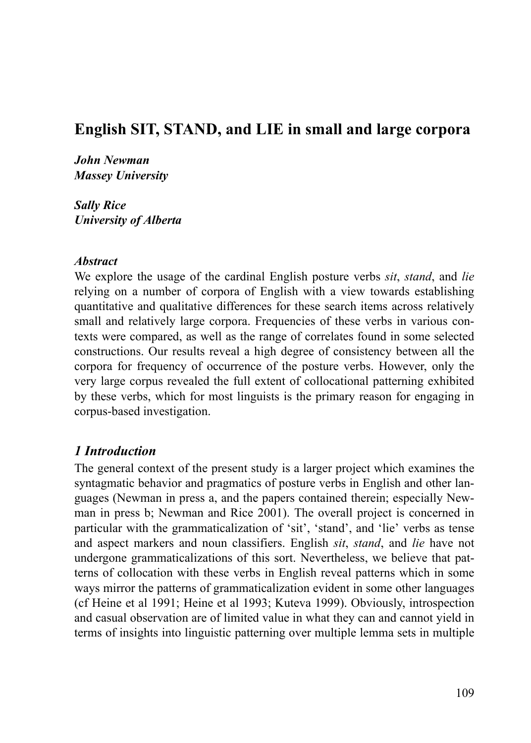# English SIT, STAND, and LIE in small and large corpora

***John Newman***
***Massey University***

***Sally Rice***
***University of Alberta***

***Abstract***

We explore the usage of the cardinal English posture verbs *sit*, *stand*, and *lie* relying on a number of corpora of English with a view towards establishing quantitative and qualitative differences for these search items across relatively small and relatively large corpora. Frequencies of these verbs in various contexts were compared, as well as the range of correlates found in some selected constructions. Our results reveal a high degree of consistency between all the corpora for frequency of occurrence of the posture verbs. However, only the very large corpus revealed the full extent of collocational patterning exhibited by these verbs, which for most linguists is the primary reason for engaging in corpus-based investigation.

## *1 Introduction*

The general context of the present study is a larger project which examines the syntagmatic behavior and pragmatics of posture verbs in English and other languages (Newman in press a, and the papers contained therein; especially Newman in press b; Newman and Rice 2001). The overall project is concerned in particular with the grammaticalization of 'sit', 'stand', and 'lie' verbs as tense and aspect markers and noun classifiers. English *sit*, *stand*, and *lie* have not undergone grammaticalizations of this sort. Nevertheless, we believe that patterns of collocation with these verbs in English reveal patterns which in some ways mirror the patterns of grammaticalization evident in some other languages (cf Heine et al 1991; Heine et al 1993; Kuteva 1999). Obviously, introspection and casual observation are of limited value in what they can and cannot yield in terms of insights into linguistic patterning over multiple lemma sets in multiple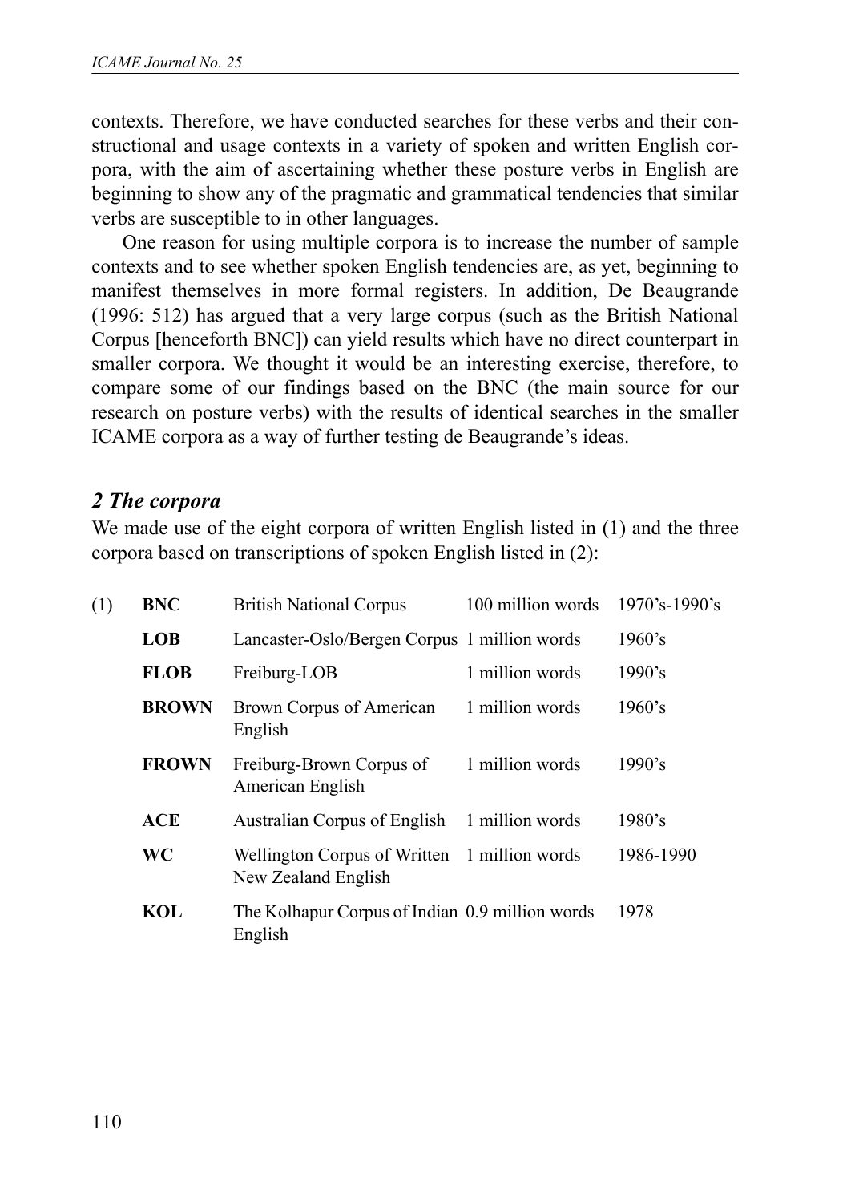contexts. Therefore, we have conducted searches for these verbs and their constructional and usage contexts in a variety of spoken and written English corpora, with the aim of ascertaining whether these posture verbs in English are beginning to show any of the pragmatic and grammatical tendencies that similar verbs are susceptible to in other languages.

One reason for using multiple corpora is to increase the number of sample contexts and to see whether spoken English tendencies are, as yet, beginning to manifest themselves in more formal registers. In addition, De Beaugrande (1996: 512) has argued that a very large corpus (such as the British National Corpus [henceforth BNC]) can yield results which have no direct counterpart in smaller corpora. We thought it would be an interesting exercise, therefore, to compare some of our findings based on the BNC (the main source for our research on posture verbs) with the results of identical searches in the smaller ICAME corpora as a way of further testing de Beaugrande's ideas.

## *2 The corpora*

We made use of the eight corpora of written English listed in (1) and the three corpora based on transcriptions of spoken English listed in (2):

| (1) | | | | |
|---|---|---|---|---|
| | **BNC** | British National Corpus | 100 million words | 1970's-1990's |
| | **LOB** | Lancaster-Oslo/Bergen Corpus | 1 million words | 1960's |
| | **FLOB** | Freiburg-LOB | 1 million words | 1990's |
| | **BROWN** | Brown Corpus of American English | 1 million words | 1960's |
| | **FROWN** | Freiburg-Brown Corpus of American English | 1 million words | 1990's |
| | **ACE** | Australian Corpus of English | 1 million words | 1980's |
| | **WC** | Wellington Corpus of Written New Zealand English | 1 million words | 1986-1990 |
| | **KOL** | The Kolhapur Corpus of Indian English | 0.9 million words | 1978 |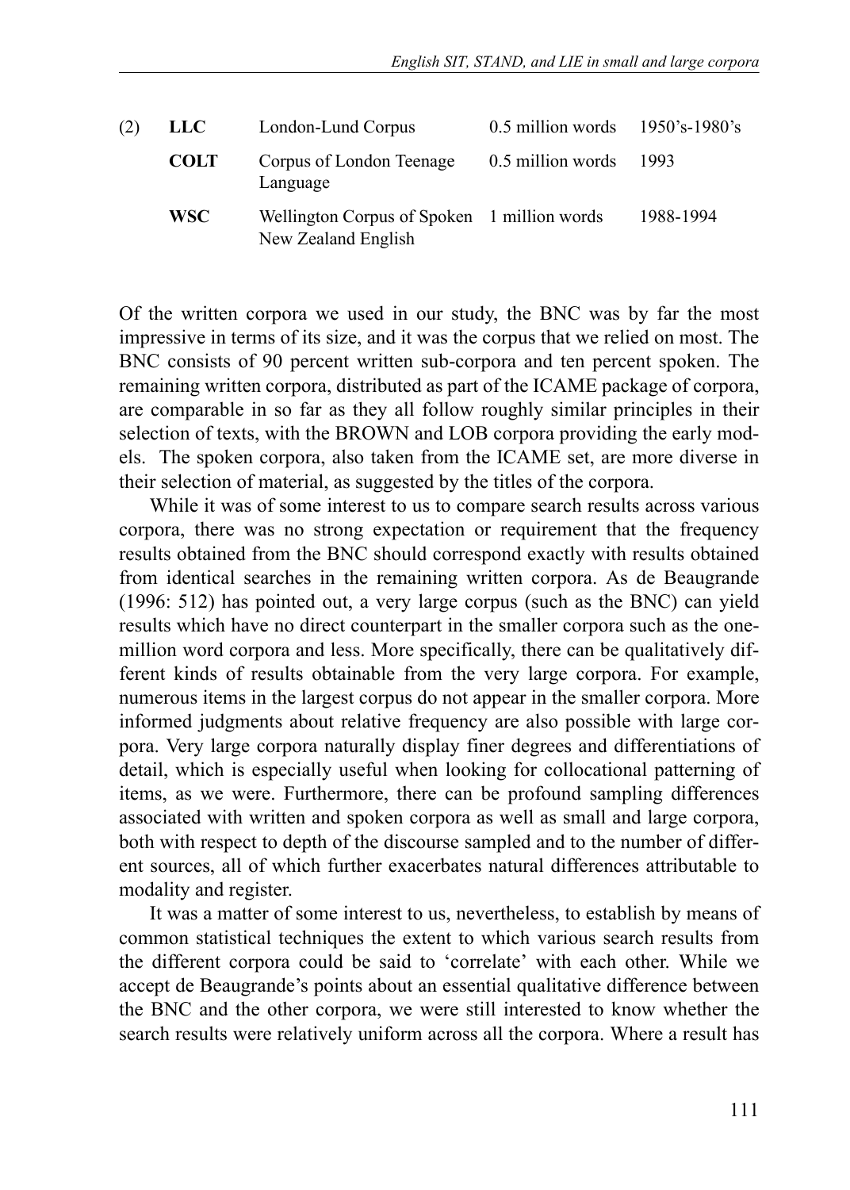| (2) | **LLC** | London-Lund Corpus | 0.5 million words | 1950's-1980's |
|---|---|---|---|---|
| | **COLT** | Corpus of London Teenage Language | 0.5 million words | 1993 |
| | **WSC** | Wellington Corpus of Spoken New Zealand English | 1 million words | 1988-1994 |

Of the written corpora we used in our study, the BNC was by far the most impressive in terms of its size, and it was the corpus that we relied on most. The BNC consists of 90 percent written sub-corpora and ten percent spoken. The remaining written corpora, distributed as part of the ICAME package of corpora, are comparable in so far as they all follow roughly similar principles in their selection of texts, with the BROWN and LOB corpora providing the early models. The spoken corpora, also taken from the ICAME set, are more diverse in their selection of material, as suggested by the titles of the corpora.

While it was of some interest to us to compare search results across various corpora, there was no strong expectation or requirement that the frequency results obtained from the BNC should correspond exactly with results obtained from identical searches in the remaining written corpora. As de Beaugrande (1996: 512) has pointed out, a very large corpus (such as the BNC) can yield results which have no direct counterpart in the smaller corpora such as the one-million word corpora and less. More specifically, there can be qualitatively different kinds of results obtainable from the very large corpora. For example, numerous items in the largest corpus do not appear in the smaller corpora. More informed judgments about relative frequency are also possible with large corpora. Very large corpora naturally display finer degrees and differentiations of detail, which is especially useful when looking for collocational patterning of items, as we were. Furthermore, there can be profound sampling differences associated with written and spoken corpora as well as small and large corpora, both with respect to depth of the discourse sampled and to the number of different sources, all of which further exacerbates natural differences attributable to modality and register.

It was a matter of some interest to us, nevertheless, to establish by means of common statistical techniques the extent to which various search results from the different corpora could be said to 'correlate' with each other. While we accept de Beaugrande's points about an essential qualitative difference between the BNC and the other corpora, we were still interested to know whether the search results were relatively uniform across all the corpora. Where a result has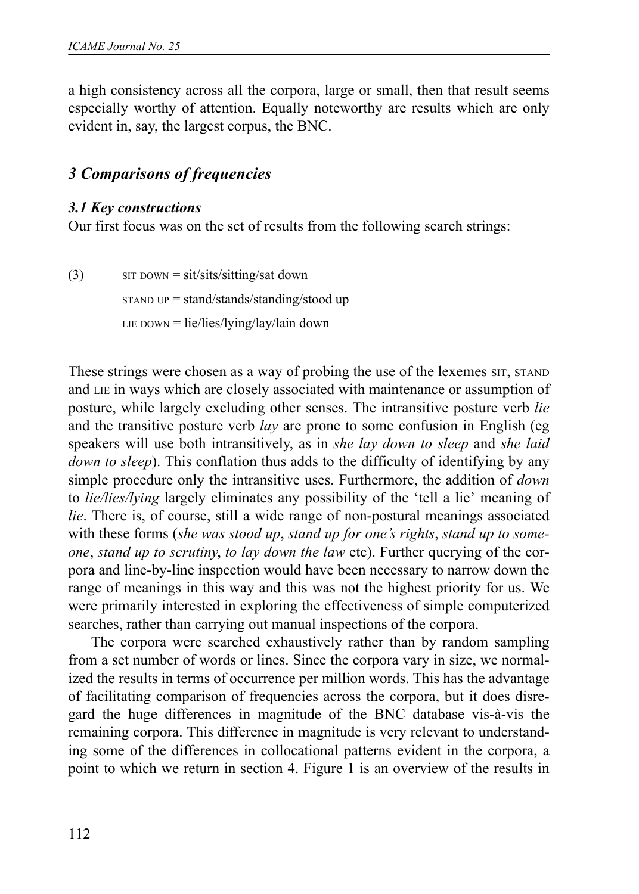a high consistency across all the corpora, large or small, then that result seems especially worthy of attention. Equally noteworthy are results which are only evident in, say, the largest corpus, the BNC.

## *3 Comparisons of frequencies*

### *3.1 Key constructions*

Our first focus was on the set of results from the following search strings:

(3) SIT DOWN = sit/sits/sitting/sat down

STAND UP = stand/stands/standing/stood up

LIE DOWN = lie/lies/lying/lay/lain down

These strings were chosen as a way of probing the use of the lexemes SIT, STAND and LIE in ways which are closely associated with maintenance or assumption of posture, while largely excluding other senses. The intransitive posture verb *lie* and the transitive posture verb *lay* are prone to some confusion in English (eg speakers will use both intransitively, as in *she lay down to sleep* and *she laid down to sleep*). This conflation thus adds to the difficulty of identifying by any simple procedure only the intransitive uses. Furthermore, the addition of *down* to *lie/lies/lying* largely eliminates any possibility of the 'tell a lie' meaning of *lie*. There is, of course, still a wide range of non-postural meanings associated with these forms (*she was stood up*, *stand up for one's rights*, *stand up to someone*, *stand up to scrutiny*, *to lay down the law* etc). Further querying of the corpora and line-by-line inspection would have been necessary to narrow down the range of meanings in this way and this was not the highest priority for us. We were primarily interested in exploring the effectiveness of simple computerized searches, rather than carrying out manual inspections of the corpora.

The corpora were searched exhaustively rather than by random sampling from a set number of words or lines. Since the corpora vary in size, we normalized the results in terms of occurrence per million words. This has the advantage of facilitating comparison of frequencies across the corpora, but it does disregard the huge differences in magnitude of the BNC database vis-à-vis the remaining corpora. This difference in magnitude is very relevant to understanding some of the differences in collocational patterns evident in the corpora, a point to which we return in section 4. Figure 1 is an overview of the results in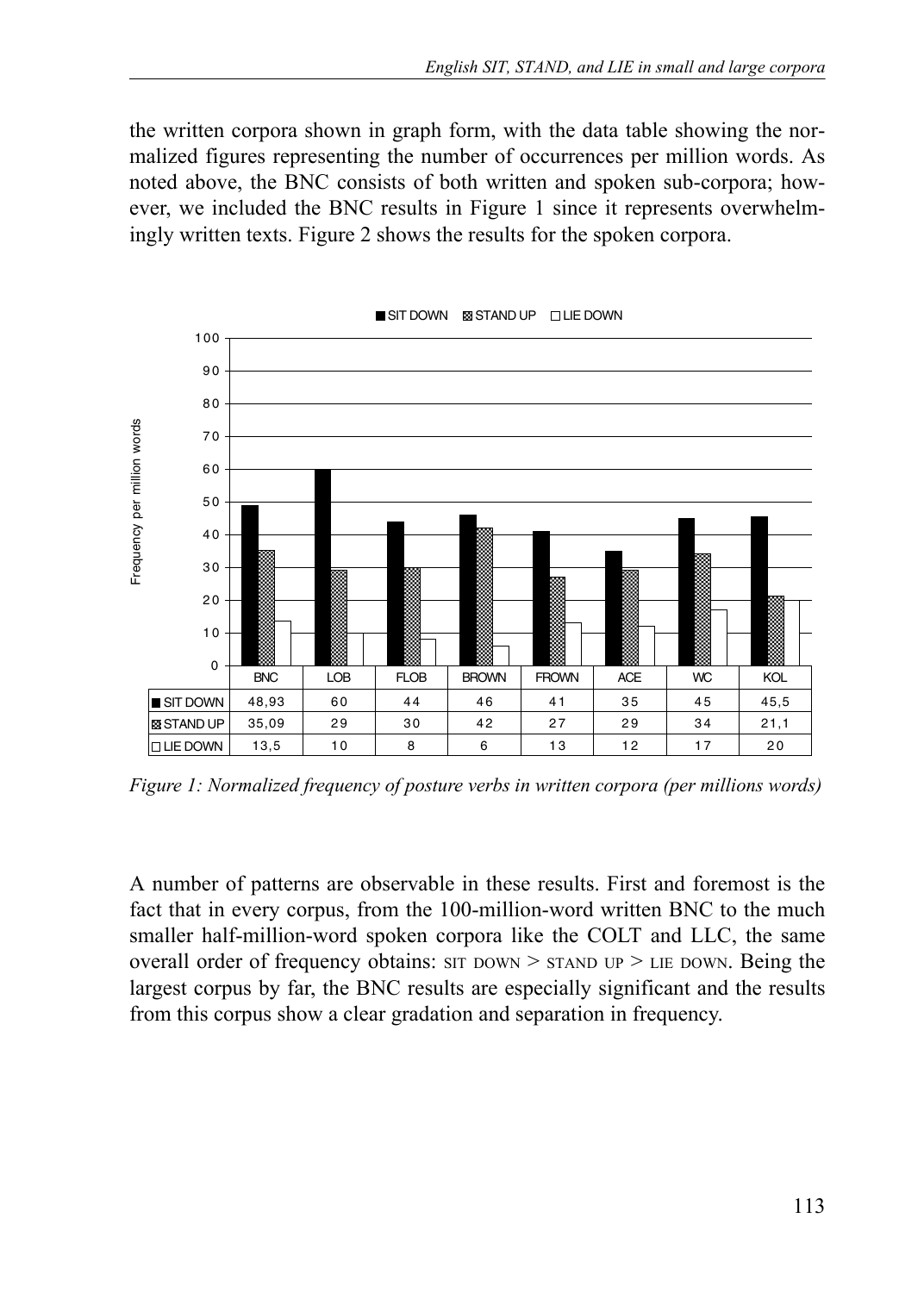the written corpora shown in graph form, with the data table showing the normalized figures representing the number of occurrences per million words. As noted above, the BNC consists of both written and spoken sub-corpora; however, we included the BNC results in Figure 1 since it represents overwhelmingly written texts. Figure 2 shows the results for the spoken corpora.

| | BNC | LOB | FLOB | BROWN | FROWN | ACE | WC | KOL |
|---|---|---|---|---|---|---|---|---|
| SIT DOWN | 48,93 | 60 | 44 | 46 | 41 | 35 | 45 | 45,5 |
| STAND UP | 35,09 | 29 | 30 | 42 | 27 | 29 | 34 | 21,1 |
| LIE DOWN | 13,5 | 10 | 8 | 6 | 13 | 12 | 17 | 20 |

*Figure 1: Normalized frequency of posture verbs in written corpora (per millions words)*

A number of patterns are observable in these results. First and foremost is the fact that in every corpus, from the 100-million-word written BNC to the much smaller half-million-word spoken corpora like the COLT and LLC, the same overall order of frequency obtains: SIT DOWN > STAND UP > LIE DOWN. Being the largest corpus by far, the BNC results are especially significant and the results from this corpus show a clear gradation and separation in frequency.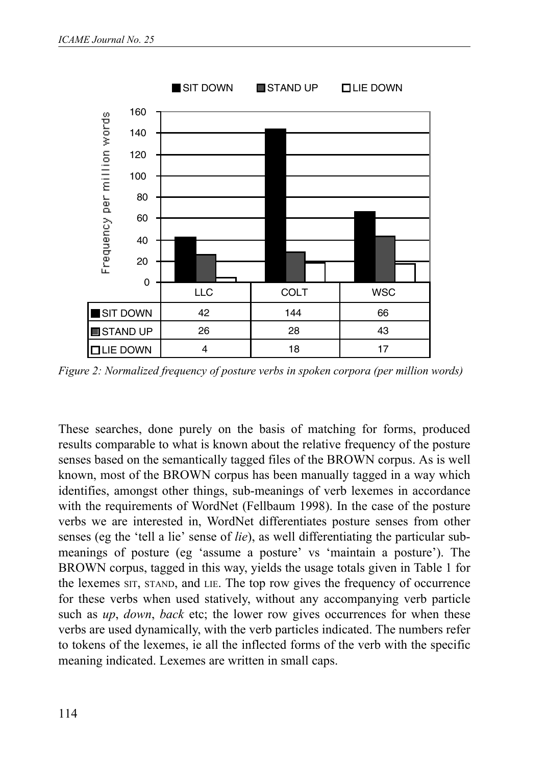| | LLC | COLT | WSC |
|---|---|---|---|
| SIT DOWN | 42 | 144 | 66 |
| STAND UP | 26 | 28 | 43 |
| LIE DOWN | 4 | 18 | 17 |

*Figure 2: Normalized frequency of posture verbs in spoken corpora (per million words)*

These searches, done purely on the basis of matching for forms, produced results comparable to what is known about the relative frequency of the posture senses based on the semantically tagged files of the BROWN corpus. As is well known, most of the BROWN corpus has been manually tagged in a way which identifies, amongst other things, sub-meanings of verb lexemes in accordance with the requirements of WordNet (Fellbaum 1998). In the case of the posture verbs we are interested in, WordNet differentiates posture senses from other senses (eg the 'tell a lie' sense of *lie*), as well differentiating the particular sub-meanings of posture (eg 'assume a posture' vs 'maintain a posture'). The BROWN corpus, tagged in this way, yields the usage totals given in Table 1 for the lexemes SIT, STAND, and LIE. The top row gives the frequency of occurrence for these verbs when used statively, without any accompanying verb particle such as *up*, *down*, *back* etc; the lower row gives occurrences for when these verbs are used dynamically, with the verb particles indicated. The numbers refer to tokens of the lexemes, ie all the inflected forms of the verb with the specific meaning indicated. Lexemes are written in small caps.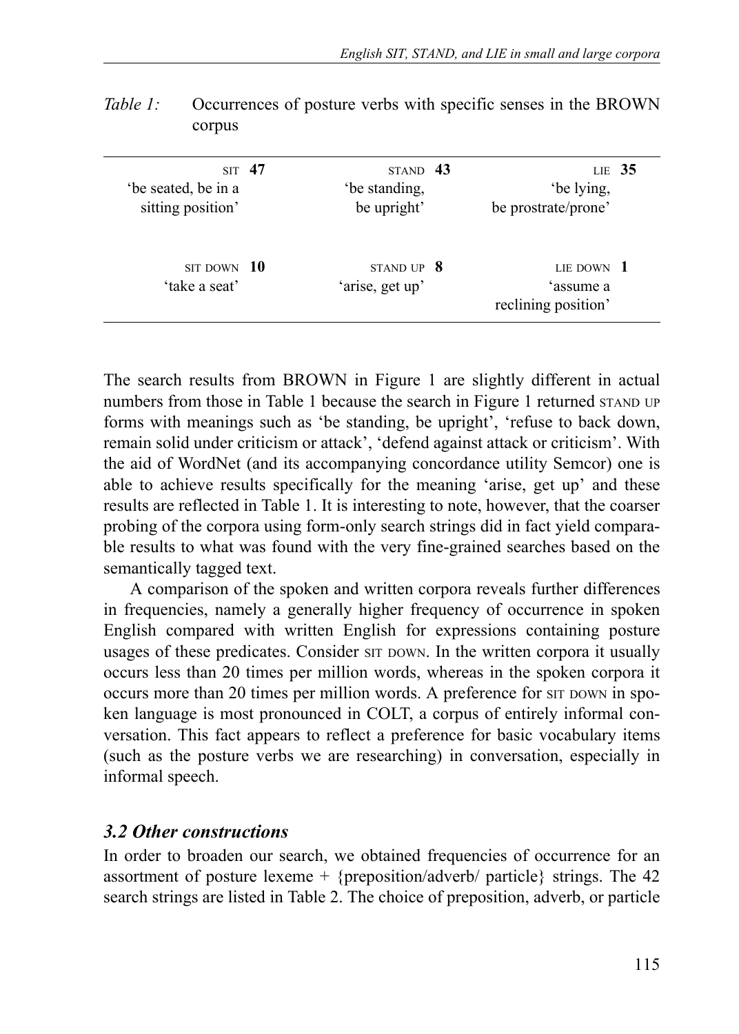*Table 1:* Occurrences of posture verbs with specific senses in the BROWN corpus

| | | | | | |
|---|---|---|---|---|---|
| SIT 'be seated, be in a sitting position' | **47** | STAND 'be standing, be upright' | **43** | LIE 'be lying, be prostrate/prone' | **35** |
| SIT DOWN 'take a seat' | **10** | STAND UP 'arise, get up' | **8** | LIE DOWN 'assume a reclining position' | **1** |

The search results from BROWN in Figure 1 are slightly different in actual numbers from those in Table 1 because the search in Figure 1 returned STAND UP forms with meanings such as 'be standing, be upright', 'refuse to back down, remain solid under criticism or attack', 'defend against attack or criticism'. With the aid of WordNet (and its accompanying concordance utility Semcor) one is able to achieve results specifically for the meaning 'arise, get up' and these results are reflected in Table 1. It is interesting to note, however, that the coarser probing of the corpora using form-only search strings did in fact yield comparable results to what was found with the very fine-grained searches based on the semantically tagged text.

A comparison of the spoken and written corpora reveals further differences in frequencies, namely a generally higher frequency of occurrence in spoken English compared with written English for expressions containing posture usages of these predicates. Consider SIT DOWN. In the written corpora it usually occurs less than 20 times per million words, whereas in the spoken corpora it occurs more than 20 times per million words. A preference for SIT DOWN in spoken language is most pronounced in COLT, a corpus of entirely informal conversation. This fact appears to reflect a preference for basic vocabulary items (such as the posture verbs we are researching) in conversation, especially in informal speech.

### *3.2 Other constructions*

In order to broaden our search, we obtained frequencies of occurrence for an assortment of posture lexeme + {preposition/adverb/ particle} strings. The 42 search strings are listed in Table 2. The choice of preposition, adverb, or particle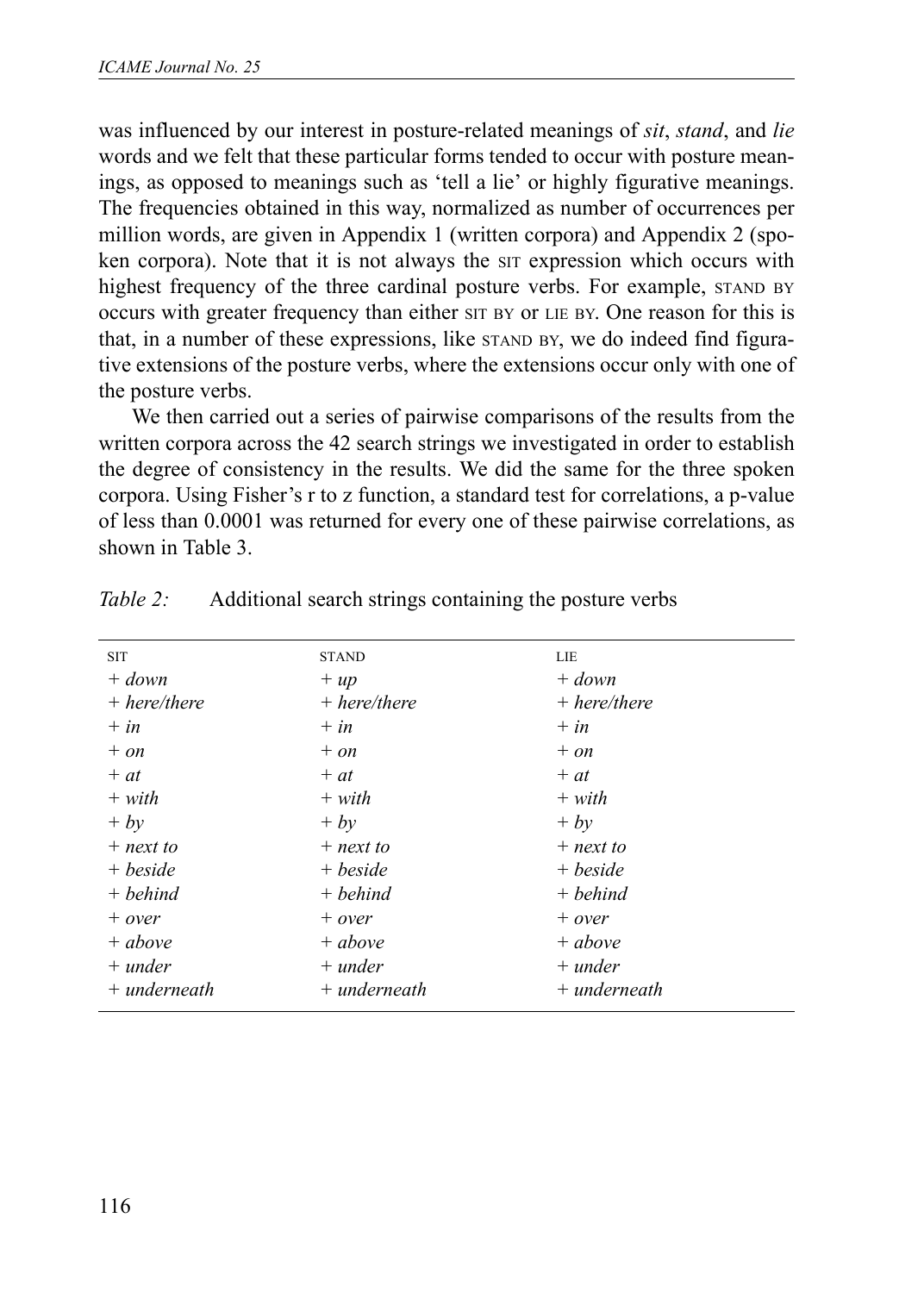was influenced by our interest in posture-related meanings of *sit*, *stand*, and *lie* words and we felt that these particular forms tended to occur with posture meanings, as opposed to meanings such as 'tell a lie' or highly figurative meanings. The frequencies obtained in this way, normalized as number of occurrences per million words, are given in Appendix 1 (written corpora) and Appendix 2 (spoken corpora). Note that it is not always the SIT expression which occurs with highest frequency of the three cardinal posture verbs. For example, STAND BY occurs with greater frequency than either SIT BY or LIE BY. One reason for this is that, in a number of these expressions, like STAND BY, we do indeed find figurative extensions of the posture verbs, where the extensions occur only with one of the posture verbs.

We then carried out a series of pairwise comparisons of the results from the written corpora across the 42 search strings we investigated in order to establish the degree of consistency in the results. We did the same for the three spoken corpora. Using Fisher's r to z function, a standard test for correlations, a p-value of less than 0.0001 was returned for every one of these pairwise correlations, as shown in Table 3.

*Table 2:* Additional search strings containing the posture verbs

| SIT | STAND | LIE |
|---|---|---|
| *+ down* | *+ up* | *+ down* |
| *+ here/there* | *+ here/there* | *+ here/there* |
| *+ in* | *+ in* | *+ in* |
| *+ on* | *+ on* | *+ on* |
| *+ at* | *+ at* | *+ at* |
| *+ with* | *+ with* | *+ with* |
| *+ by* | *+ by* | *+ by* |
| *+ next to* | *+ next to* | *+ next to* |
| *+ beside* | *+ beside* | *+ beside* |
| *+ behind* | *+ behind* | *+ behind* |
| *+ over* | *+ over* | *+ over* |
| *+ above* | *+ above* | *+ above* |
| *+ under* | *+ under* | *+ under* |
| *+ underneath* | *+ underneath* | *+ underneath* |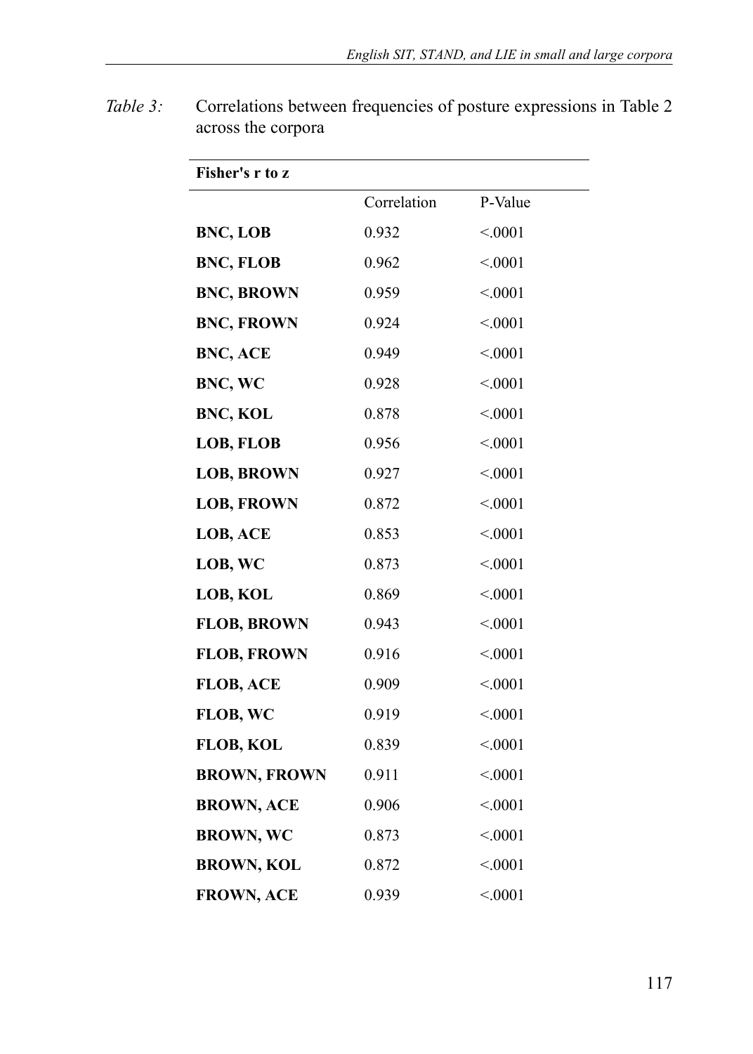*Table 3:* Correlations between frequencies of posture expressions in Table 2 across the corpora

| **Fisher's r to z** | | |
|---|---|---|
| | Correlation | P-Value |
| **BNC, LOB** | 0.932 | <.0001 |
| **BNC, FLOB** | 0.962 | <.0001 |
| **BNC, BROWN** | 0.959 | <.0001 |
| **BNC, FROWN** | 0.924 | <.0001 |
| **BNC, ACE** | 0.949 | <.0001 |
| **BNC, WC** | 0.928 | <.0001 |
| **BNC, KOL** | 0.878 | <.0001 |
| **LOB, FLOB** | 0.956 | <.0001 |
| **LOB, BROWN** | 0.927 | <.0001 |
| **LOB, FROWN** | 0.872 | <.0001 |
| **LOB, ACE** | 0.853 | <.0001 |
| **LOB, WC** | 0.873 | <.0001 |
| **LOB, KOL** | 0.869 | <.0001 |
| **FLOB, BROWN** | 0.943 | <.0001 |
| **FLOB, FROWN** | 0.916 | <.0001 |
| **FLOB, ACE** | 0.909 | <.0001 |
| **FLOB, WC** | 0.919 | <.0001 |
| **FLOB, KOL** | 0.839 | <.0001 |
| **BROWN, FROWN** | 0.911 | <.0001 |
| **BROWN, ACE** | 0.906 | <.0001 |
| **BROWN, WC** | 0.873 | <.0001 |
| **BROWN, KOL** | 0.872 | <.0001 |
| **FROWN, ACE** | 0.939 | <.0001 |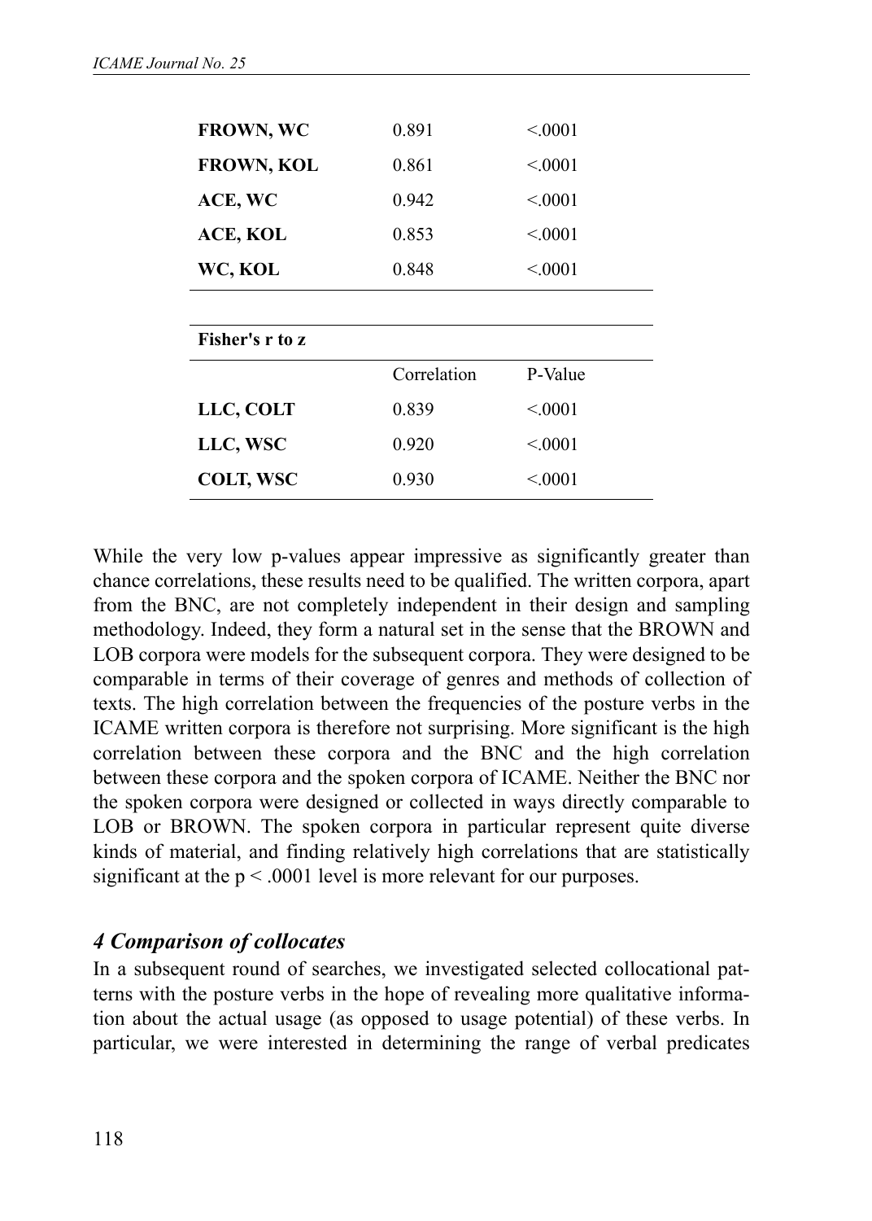| | | |
|---|---|---|
| **FROWN, WC** | 0.891 | <.0001 |
| **FROWN, KOL** | 0.861 | <.0001 |
| **ACE, WC** | 0.942 | <.0001 |
| **ACE, KOL** | 0.853 | <.0001 |
| **WC, KOL** | 0.848 | <.0001 |

| **Fisher's r to z** | | |
|---|---|---|
| | Correlation | P-Value |
| **LLC, COLT** | 0.839 | <.0001 |
| **LLC, WSC** | 0.920 | <.0001 |
| **COLT, WSC** | 0.930 | <.0001 |

While the very low p-values appear impressive as significantly greater than chance correlations, these results need to be qualified. The written corpora, apart from the BNC, are not completely independent in their design and sampling methodology. Indeed, they form a natural set in the sense that the BROWN and LOB corpora were models for the subsequent corpora. They were designed to be comparable in terms of their coverage of genres and methods of collection of texts. The high correlation between the frequencies of the posture verbs in the ICAME written corpora is therefore not surprising. More significant is the high correlation between these corpora and the BNC and the high correlation between these corpora and the spoken corpora of ICAME. Neither the BNC nor the spoken corpora were designed or collected in ways directly comparable to LOB or BROWN. The spoken corpora in particular represent quite diverse kinds of material, and finding relatively high correlations that are statistically significant at the $p < .0001$ level is more relevant for our purposes.

## *4 Comparison of collocates*

In a subsequent round of searches, we investigated selected collocational patterns with the posture verbs in the hope of revealing more qualitative information about the actual usage (as opposed to usage potential) of these verbs. In particular, we were interested in determining the range of verbal predicates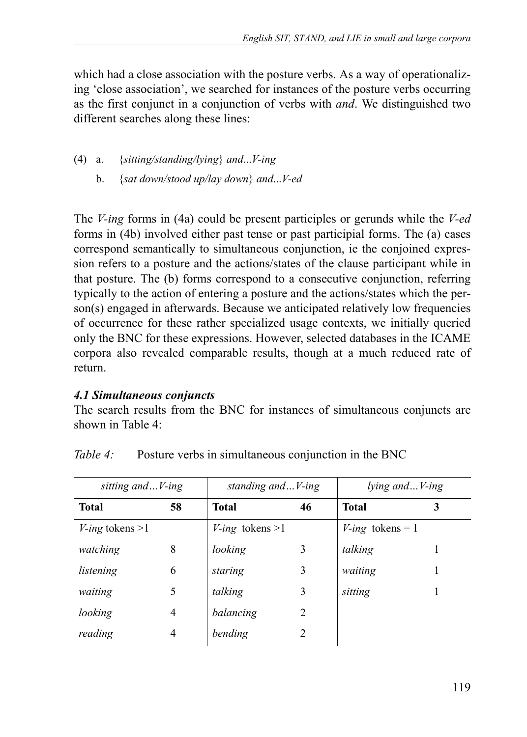which had a close association with the posture verbs. As a way of operationalizing 'close association', we searched for instances of the posture verbs occurring as the first conjunct in a conjunction of verbs with *and*. We distinguished two different searches along these lines:

(4) a. {*sitting/standing/lying*} *and...V-ing*

b. {*sat down/stood up/lay down*} *and...V-ed*

The *V-ing* forms in (4a) could be present participles or gerunds while the *V-ed* forms in (4b) involved either past tense or past participial forms. The (a) cases correspond semantically to simultaneous conjunction, ie the conjoined expression refers to a posture and the actions/states of the clause participant while in that posture. The (b) forms correspond to a consecutive conjunction, referring typically to the action of entering a posture and the actions/states which the person(s) engaged in afterwards. Because we anticipated relatively low frequencies of occurrence for these rather specialized usage contexts, we initially queried only the BNC for these expressions. However, selected databases in the ICAME corpora also revealed comparable results, though at a much reduced rate of return.

### *4.1 Simultaneous conjuncts*

The search results from the BNC for instances of simultaneous conjuncts are shown in Table 4:

*Table 4:* Posture verbs in simultaneous conjunction in the BNC

| *sitting and…V-ing* | | *standing and…V-ing* | | *lying and…V-ing* | |
|---|---|---|---|---|---|
| **Total** | **58** | **Total** | **46** | **Total** | **3** |
| *V-ing* tokens >1 | | *V-ing* tokens >1 | | *V-ing* tokens = 1 | |
| *watching* | 8 | *looking* | 3 | *talking* | 1 |
| *listening* | 6 | *staring* | 3 | *waiting* | 1 |
| *waiting* | 5 | *talking* | 3 | *sitting* | 1 |
| *looking* | 4 | *balancing* | 2 | | |
| *reading* | 4 | *bending* | 2 | | |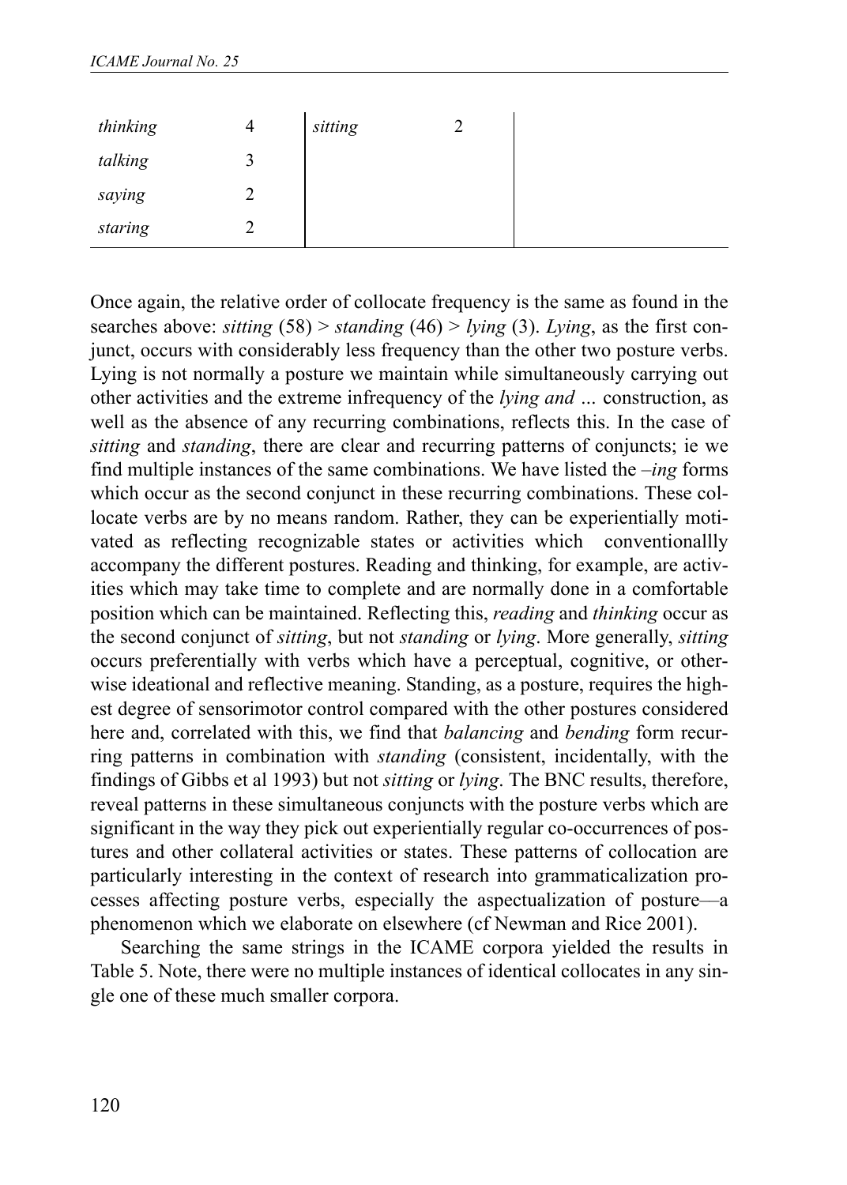| | | | | |
|---|---|---|---|---|
| *thinking* | 4 | *sitting* | 2 | |
| *talking* | 3 | | | |
| *saying* | 2 | | | |
| *staring* | 2 | | | |

Once again, the relative order of collocate frequency is the same as found in the searches above: *sitting* (58) > *standing* (46) > *lying* (3). *Lying*, as the first conjunct, occurs with considerably less frequency than the other two posture verbs. Lying is not normally a posture we maintain while simultaneously carrying out other activities and the extreme infrequency of the *lying and …* construction, as well as the absence of any recurring combinations, reflects this. In the case of *sitting* and *standing*, there are clear and recurring patterns of conjuncts; ie we find multiple instances of the same combinations. We have listed the *–ing* forms which occur as the second conjunct in these recurring combinations. These collocate verbs are by no means random. Rather, they can be experientially motivated as reflecting recognizable states or activities which conventionallly accompany the different postures. Reading and thinking, for example, are activities which may take time to complete and are normally done in a comfortable position which can be maintained. Reflecting this, *reading* and *thinking* occur as the second conjunct of *sitting*, but not *standing* or *lying*. More generally, *sitting* occurs preferentially with verbs which have a perceptual, cognitive, or otherwise ideational and reflective meaning. Standing, as a posture, requires the highest degree of sensorimotor control compared with the other postures considered here and, correlated with this, we find that *balancing* and *bending* form recurring patterns in combination with *standing* (consistent, incidentally, with the findings of Gibbs et al 1993) but not *sitting* or *lying*. The BNC results, therefore, reveal patterns in these simultaneous conjuncts with the posture verbs which are significant in the way they pick out experientially regular co-occurrences of postures and other collateral activities or states. These patterns of collocation are particularly interesting in the context of research into grammaticalization processes affecting posture verbs, especially the aspectualization of posture—a phenomenon which we elaborate on elsewhere (cf Newman and Rice 2001).

Searching the same strings in the ICAME corpora yielded the results in Table 5. Note, there were no multiple instances of identical collocates in any single one of these much smaller corpora.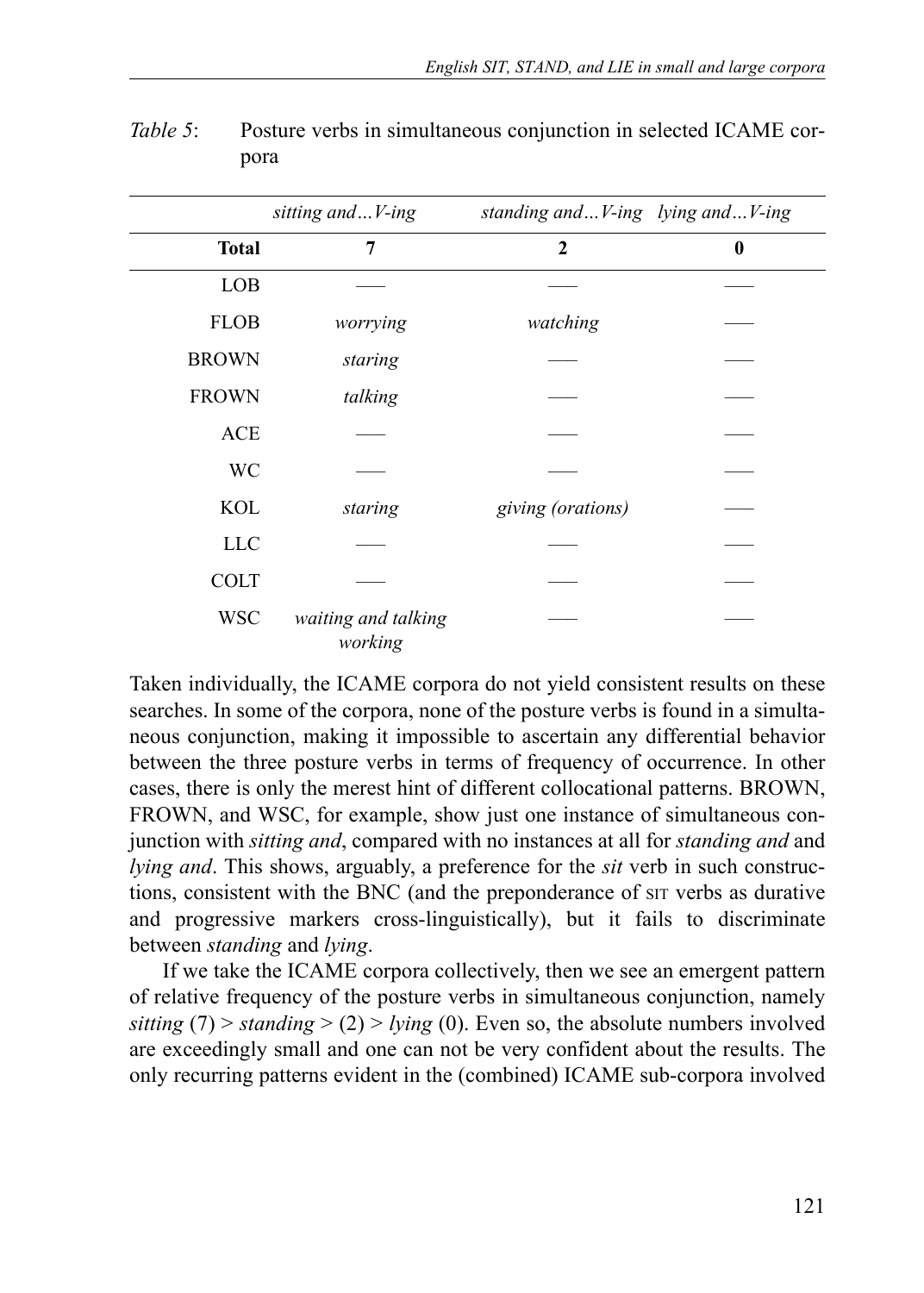*Table 5*: Posture verbs in simultaneous conjunction in selected ICAME corpora

| | *sitting and…V-ing* | *standing and…V-ing* | *lying and…V-ing* |
|---|---|---|---|
| **Total** | **7** | **2** | **0** |
| LOB | —— | —— | —— |
| FLOB | *worrying* | *watching* | —— |
| BROWN | *staring* | —— | —— |
| FROWN | *talking* | —— | —— |
| ACE | —— | —— | —— |
| WC | —— | —— | —— |
| KOL | *staring* | *giving (orations)* | —— |
| LLC | —— | —— | —— |
| COLT | —— | —— | —— |
| WSC | *waiting and talking* *working* | —— | —— |

Taken individually, the ICAME corpora do not yield consistent results on these searches. In some of the corpora, none of the posture verbs is found in a simultaneous conjunction, making it impossible to ascertain any differential behavior between the three posture verbs in terms of frequency of occurrence. In other cases, there is only the merest hint of different collocational patterns. BROWN, FROWN, and WSC, for example, show just one instance of simultaneous conjunction with *sitting and*, compared with no instances at all for *standing and* and *lying and*. This shows, arguably, a preference for the *sit* verb in such constructions, consistent with the BNC (and the preponderance of SIT verbs as durative and progressive markers cross-linguistically), but it fails to discriminate between *standing* and *lying*.

If we take the ICAME corpora collectively, then we see an emergent pattern of relative frequency of the posture verbs in simultaneous conjunction, namely *sitting* (7) > *standing* > (2) > *lying* (0). Even so, the absolute numbers involved are exceedingly small and one can not be very confident about the results. The only recurring patterns evident in the (combined) ICAME sub-corpora involved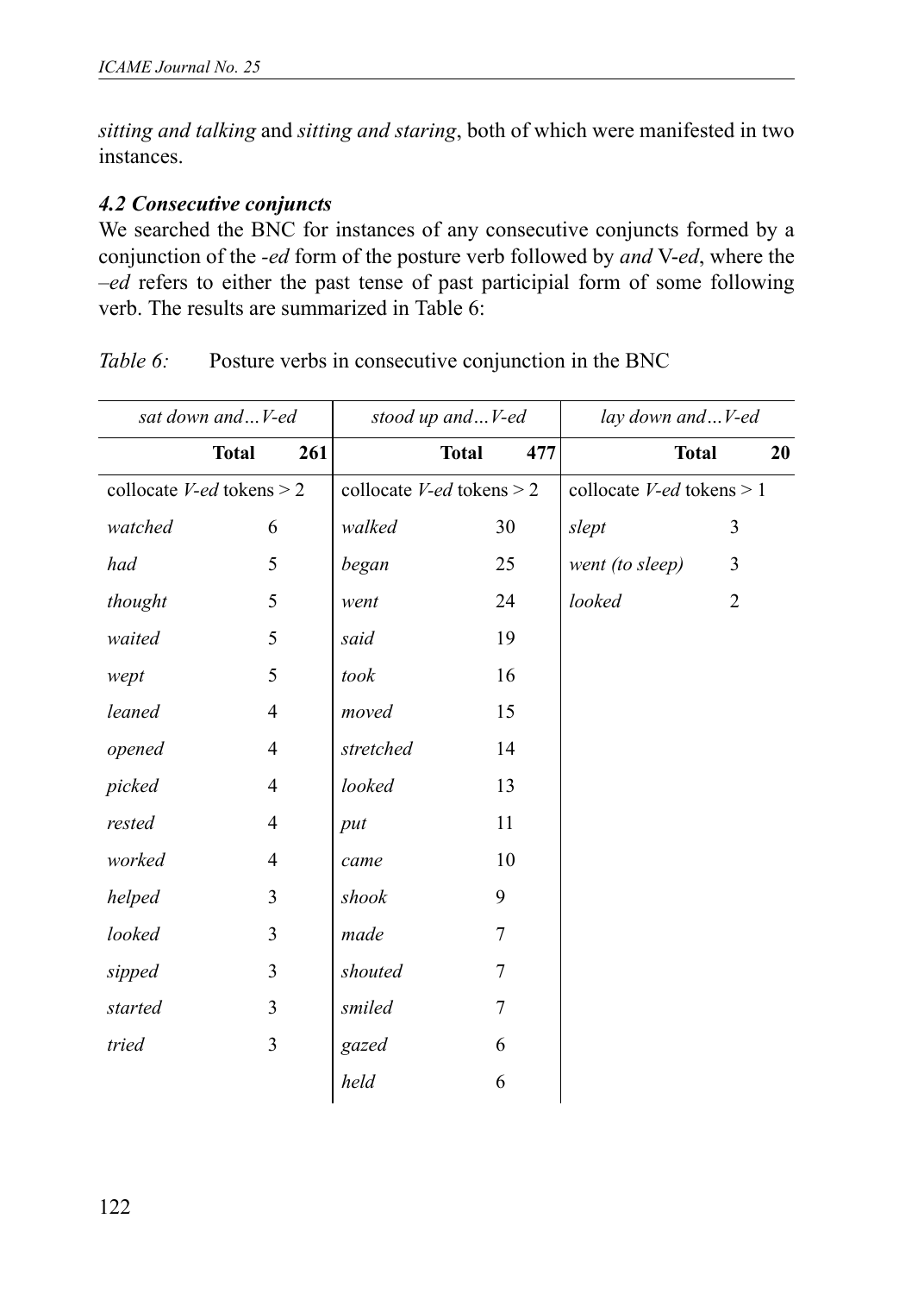*sitting and talking* and *sitting and staring*, both of which were manifested in two instances.

### *4.2 Consecutive conjuncts*

We searched the BNC for instances of any consecutive conjuncts formed by a conjunction of the *-ed* form of the posture verb followed by *and* V-*ed*, where the *–ed* refers to either the past tense of past participial form of some following verb. The results are summarized in Table 6:

*Table 6:* Posture verbs in consecutive conjunction in the BNC

| *sat down and…V-ed* | | *stood up and…V-ed* | | *lay down and…V-ed* | |
|---|---|---|---|---|---|
| **Total** | **261** | **Total** | **477** | **Total** | **20** |
| collocate *V-ed* tokens > 2 | | collocate *V-ed* tokens > 2 | | collocate *V-ed* tokens > 1 | |
| *watched* | 6 | *walked* | 30 | *slept* | 3 |
| *had* | 5 | *began* | 25 | *went (to sleep)* | 3 |
| *thought* | 5 | *went* | 24 | *looked* | 2 |
| *waited* | 5 | *said* | 19 | | |
| *wept* | 5 | *took* | 16 | | |
| *leaned* | 4 | *moved* | 15 | | |
| *opened* | 4 | *stretched* | 14 | | |
| *picked* | 4 | *looked* | 13 | | |
| *rested* | 4 | *put* | 11 | | |
| *worked* | 4 | *came* | 10 | | |
| *helped* | 3 | *shook* | 9 | | |
| *looked* | 3 | *made* | 7 | | |
| *sipped* | 3 | *shouted* | 7 | | |
| *started* | 3 | *smiled* | 7 | | |
| *tried* | 3 | *gazed* | 6 | | |
| | | *held* | 6 | | |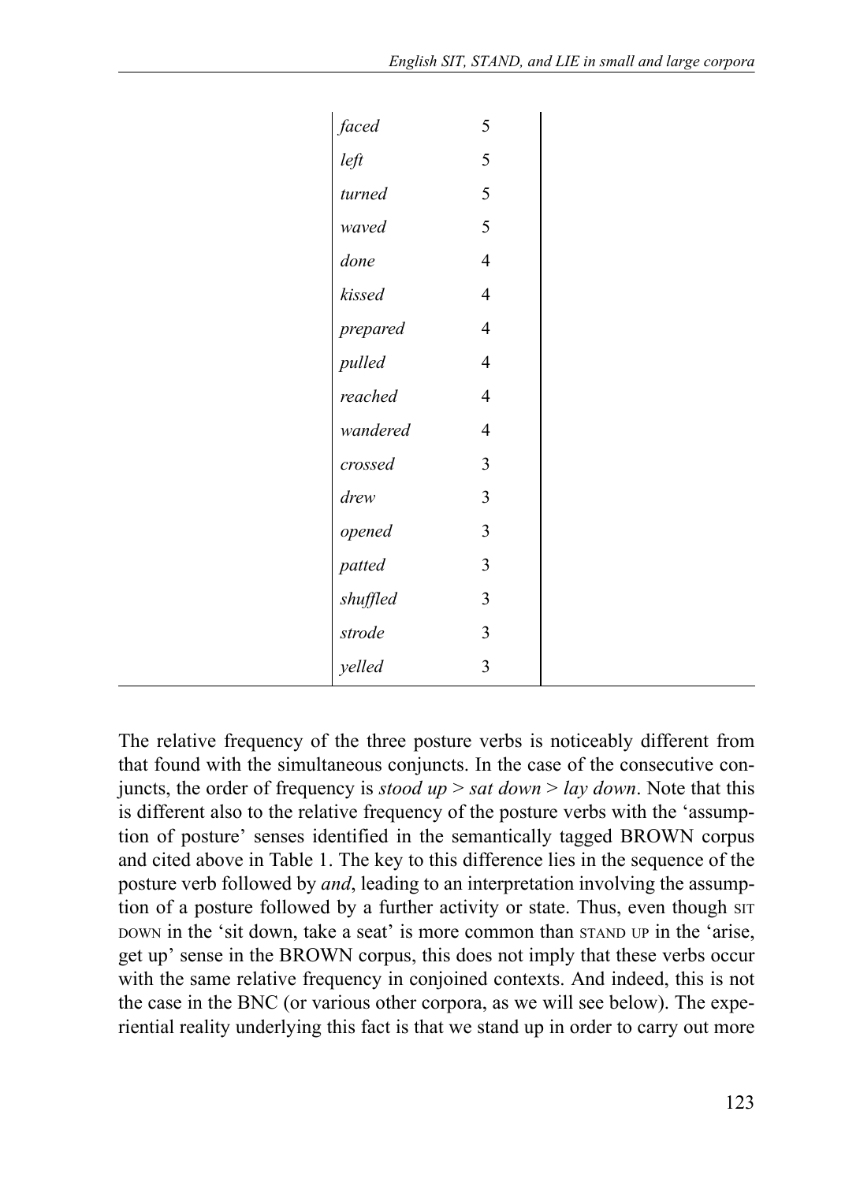| | | |
|---|---|---|
| *faced* | 5 | |
| *left* | 5 | |
| *turned* | 5 | |
| *waved* | 5 | |
| *done* | 4 | |
| *kissed* | 4 | |
| *prepared* | 4 | |
| *pulled* | 4 | |
| *reached* | 4 | |
| *wandered* | 4 | |
| *crossed* | 3 | |
| *drew* | 3 | |
| *opened* | 3 | |
| *patted* | 3 | |
| *shuffled* | 3 | |
| *strode* | 3 | |
| *yelled* | 3 | |

The relative frequency of the three posture verbs is noticeably different from that found with the simultaneous conjuncts. In the case of the consecutive conjuncts, the order of frequency is *stood up* > *sat down* > *lay down*. Note that this is different also to the relative frequency of the posture verbs with the 'assumption of posture' senses identified in the semantically tagged BROWN corpus and cited above in Table 1. The key to this difference lies in the sequence of the posture verb followed by *and*, leading to an interpretation involving the assumption of a posture followed by a further activity or state. Thus, even though SIT DOWN in the 'sit down, take a seat' is more common than STAND UP in the 'arise, get up' sense in the BROWN corpus, this does not imply that these verbs occur with the same relative frequency in conjoined contexts. And indeed, this is not the case in the BNC (or various other corpora, as we will see below). The experiential reality underlying this fact is that we stand up in order to carry out more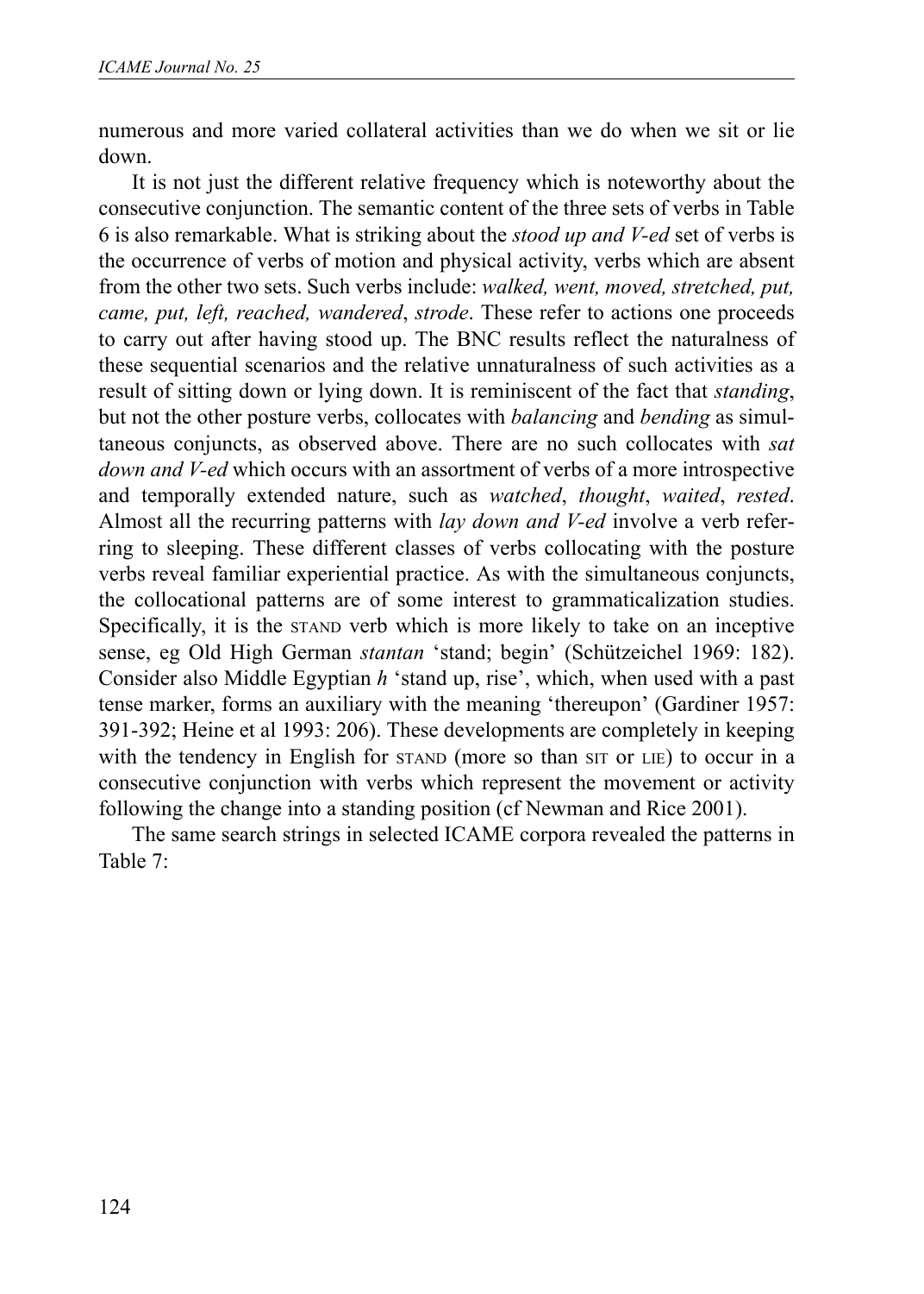numerous and more varied collateral activities than we do when we sit or lie down.

It is not just the different relative frequency which is noteworthy about the consecutive conjunction. The semantic content of the three sets of verbs in Table 6 is also remarkable. What is striking about the *stood up and V-ed* set of verbs is the occurrence of verbs of motion and physical activity, verbs which are absent from the other two sets. Such verbs include: *walked, went, moved, stretched, put, came, put, left, reached, wandered*, *strode*. These refer to actions one proceeds to carry out after having stood up. The BNC results reflect the naturalness of these sequential scenarios and the relative unnaturalness of such activities as a result of sitting down or lying down. It is reminiscent of the fact that *standing*, but not the other posture verbs, collocates with *balancing* and *bending* as simultaneous conjuncts, as observed above. There are no such collocates with *sat down and V-ed* which occurs with an assortment of verbs of a more introspective and temporally extended nature, such as *watched*, *thought*, *waited*, *rested*. Almost all the recurring patterns with *lay down and V-ed* involve a verb referring to sleeping. These different classes of verbs collocating with the posture verbs reveal familiar experiential practice. As with the simultaneous conjuncts, the collocational patterns are of some interest to grammaticalization studies. Specifically, it is the STAND verb which is more likely to take on an inceptive sense, eg Old High German *stantan* 'stand; begin' (Schützeichel 1969: 182). Consider also Middle Egyptian *h* 'stand up, rise', which, when used with a past tense marker, forms an auxiliary with the meaning 'thereupon' (Gardiner 1957: 391-392; Heine et al 1993: 206). These developments are completely in keeping with the tendency in English for STAND (more so than SIT or LIE) to occur in a consecutive conjunction with verbs which represent the movement or activity following the change into a standing position (cf Newman and Rice 2001).

The same search strings in selected ICAME corpora revealed the patterns in Table 7: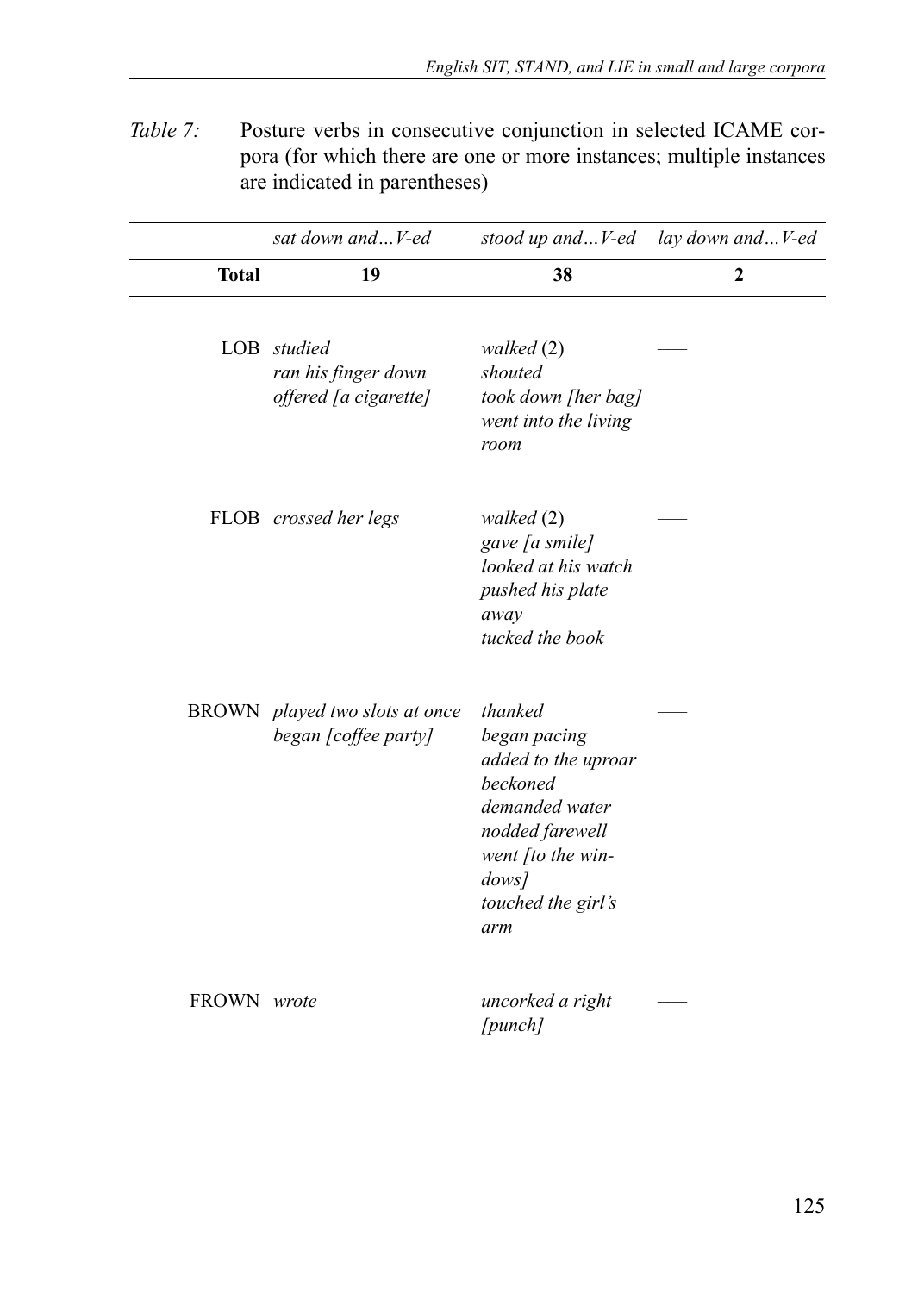*Table 7:* Posture verbs in consecutive conjunction in selected ICAME corpora (for which there are one or more instances; multiple instances are indicated in parentheses)

| | *sat down and…V-ed* | *stood up and…V-ed* | *lay down and…V-ed* |
|---|---|---|---|
| **Total** | **19** | **38** | **2** |
| LOB | *studied*<br>*ran his finger down*<br>*offered [a cigarette]* | *walked* (2)<br>*shouted*<br>*took down [her bag]*<br>*went into the living room* | — |
| FLOB | *crossed her legs* | *walked* (2)<br>*gave [a smile]*<br>*looked at his watch*<br>*pushed his plate away*<br>*tucked the book* | — |
| BROWN | *played two slots at once*<br>*began [coffee party]* | *thanked*<br>*began pacing*<br>*added to the uproar*<br>*beckoned*<br>*demanded water*<br>*nodded farewell*<br>*went [to the windows]*<br>*touched the girl's arm* | — |
| FROWN | *wrote* | *uncorked a right [punch]* | — |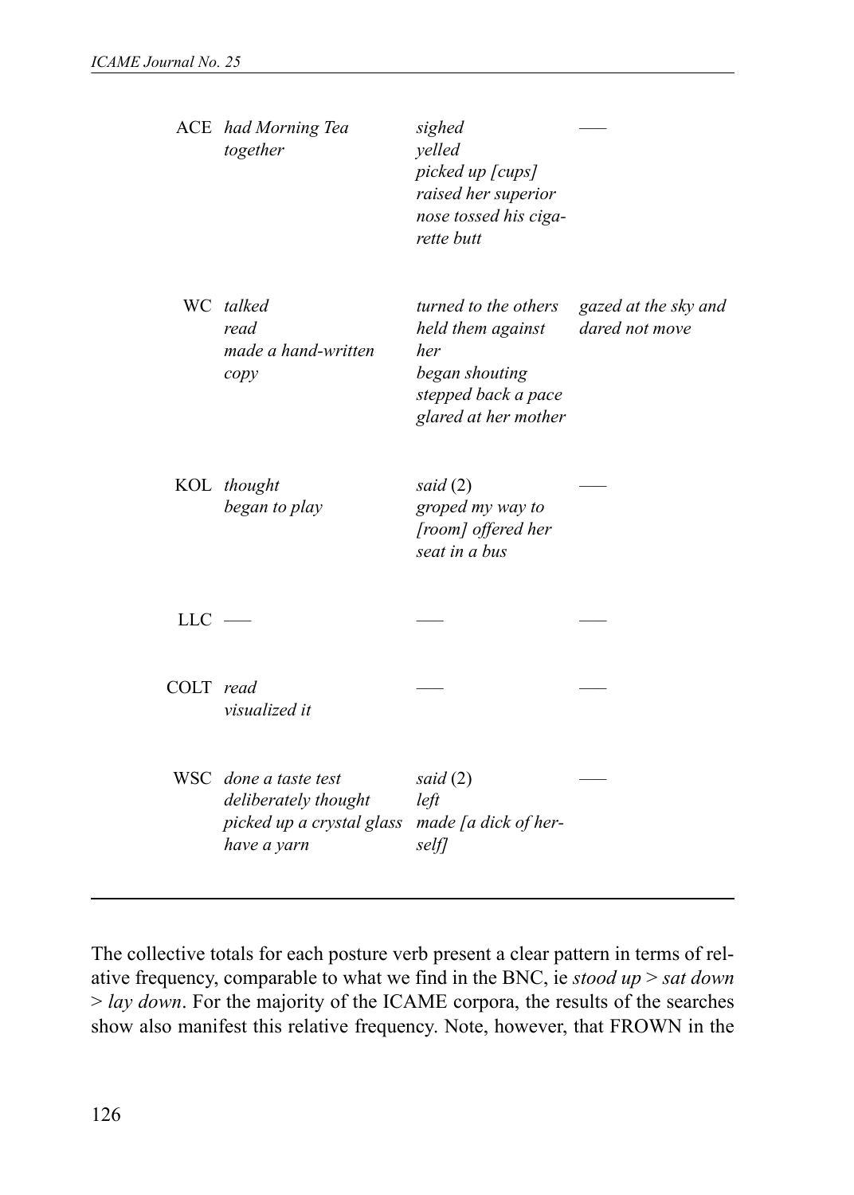| | | | |
|---|---|---|---|
| ACE | *had Morning Tea together* | *sighed*<br>*yelled*<br>*picked up [cups]*<br>*raised her superior nose tossed his cigarette butt* | —– |
| WC | *talked*<br>*read*<br>*made a hand-written copy* | *turned to the others*<br>*held them against her*<br>*began shouting*<br>*stepped back a pace*<br>*glared at her mother* | *gazed at the sky and dared not move* |
| KOL | *thought*<br>*began to play* | *said* (2)<br>*groped my way to [room] offered her seat in a bus* | —– |
| LLC | —– | —– | —– |
| COLT | *read*<br>*visualized it* | —– | —– |
| WSC | *done a taste test*<br>*deliberately thought*<br>*picked up a crystal glass*<br>*have a yarn* | *said* (2)<br>*left*<br>*made [a dick of herself]* | —– |

The collective totals for each posture verb present a clear pattern in terms of relative frequency, comparable to what we find in the BNC, ie *stood up* > *sat down* > *lay down*. For the majority of the ICAME corpora, the results of the searches show also manifest this relative frequency. Note, however, that FROWN in the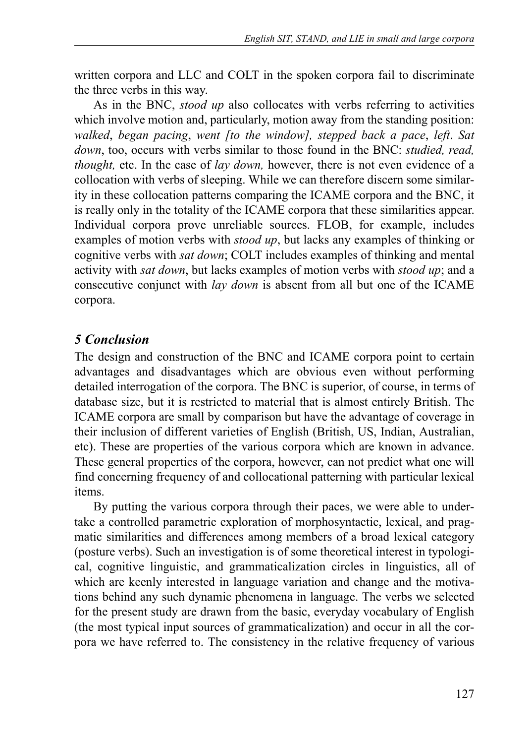written corpora and LLC and COLT in the spoken corpora fail to discriminate the three verbs in this way.

As in the BNC, *stood up* also collocates with verbs referring to activities which involve motion and, particularly, motion away from the standing position: *walked*, *began pacing*, *went [to the window], stepped back a pace*, *left*. *Sat down*, too, occurs with verbs similar to those found in the BNC: *studied, read, thought,* etc. In the case of *lay down,* however, there is not even evidence of a collocation with verbs of sleeping. While we can therefore discern some similarity in these collocation patterns comparing the ICAME corpora and the BNC, it is really only in the totality of the ICAME corpora that these similarities appear. Individual corpora prove unreliable sources. FLOB, for example, includes examples of motion verbs with *stood up*, but lacks any examples of thinking or cognitive verbs with *sat down*; COLT includes examples of thinking and mental activity with *sat down*, but lacks examples of motion verbs with *stood up*; and a consecutive conjunct with *lay down* is absent from all but one of the ICAME corpora.

## *5 Conclusion*

The design and construction of the BNC and ICAME corpora point to certain advantages and disadvantages which are obvious even without performing detailed interrogation of the corpora. The BNC is superior, of course, in terms of database size, but it is restricted to material that is almost entirely British. The ICAME corpora are small by comparison but have the advantage of coverage in their inclusion of different varieties of English (British, US, Indian, Australian, etc). These are properties of the various corpora which are known in advance. These general properties of the corpora, however, can not predict what one will find concerning frequency of and collocational patterning with particular lexical items.

By putting the various corpora through their paces, we were able to undertake a controlled parametric exploration of morphosyntactic, lexical, and pragmatic similarities and differences among members of a broad lexical category (posture verbs). Such an investigation is of some theoretical interest in typological, cognitive linguistic, and grammaticalization circles in linguistics, all of which are keenly interested in language variation and change and the motivations behind any such dynamic phenomena in language. The verbs we selected for the present study are drawn from the basic, everyday vocabulary of English (the most typical input sources of grammaticalization) and occur in all the corpora we have referred to. The consistency in the relative frequency of various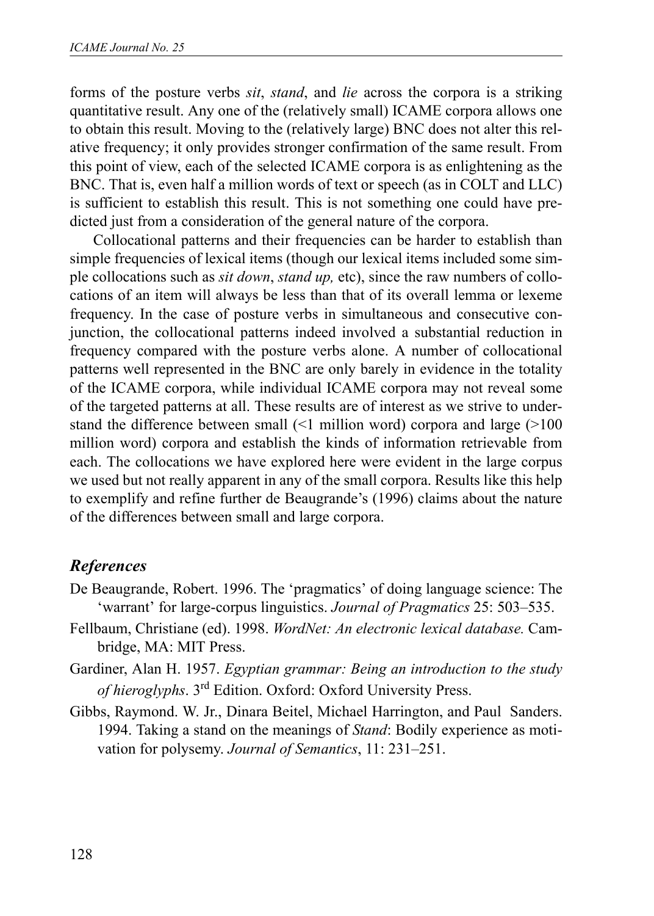forms of the posture verbs *sit*, *stand*, and *lie* across the corpora is a striking quantitative result. Any one of the (relatively small) ICAME corpora allows one to obtain this result. Moving to the (relatively large) BNC does not alter this relative frequency; it only provides stronger confirmation of the same result. From this point of view, each of the selected ICAME corpora is as enlightening as the BNC. That is, even half a million words of text or speech (as in COLT and LLC) is sufficient to establish this result. This is not something one could have predicted just from a consideration of the general nature of the corpora.

Collocational patterns and their frequencies can be harder to establish than simple frequencies of lexical items (though our lexical items included some simple collocations such as *sit down*, *stand up,* etc), since the raw numbers of collocations of an item will always be less than that of its overall lemma or lexeme frequency. In the case of posture verbs in simultaneous and consecutive conjunction, the collocational patterns indeed involved a substantial reduction in frequency compared with the posture verbs alone. A number of collocational patterns well represented in the BNC are only barely in evidence in the totality of the ICAME corpora, while individual ICAME corpora may not reveal some of the targeted patterns at all. These results are of interest as we strive to understand the difference between small (<1 million word) corpora and large (>100 million word) corpora and establish the kinds of information retrievable from each. The collocations we have explored here were evident in the large corpus we used but not really apparent in any of the small corpora. Results like this help to exemplify and refine further de Beaugrande's (1996) claims about the nature of the differences between small and large corpora.

## *References*

De Beaugrande, Robert. 1996. The 'pragmatics' of doing language science: The 'warrant' for large-corpus linguistics. *Journal of Pragmatics* 25: 503–535.

Fellbaum, Christiane (ed). 1998. *WordNet: An electronic lexical database.* Cambridge, MA: MIT Press.

Gardiner, Alan H. 1957. *Egyptian grammar: Being an introduction to the study of hieroglyphs*. 3rd Edition. Oxford: Oxford University Press.

Gibbs, Raymond. W. Jr., Dinara Beitel, Michael Harrington, and Paul Sanders. 1994. Taking a stand on the meanings of *Stand*: Bodily experience as motivation for polysemy. *Journal of Semantics*, 11: 231–251.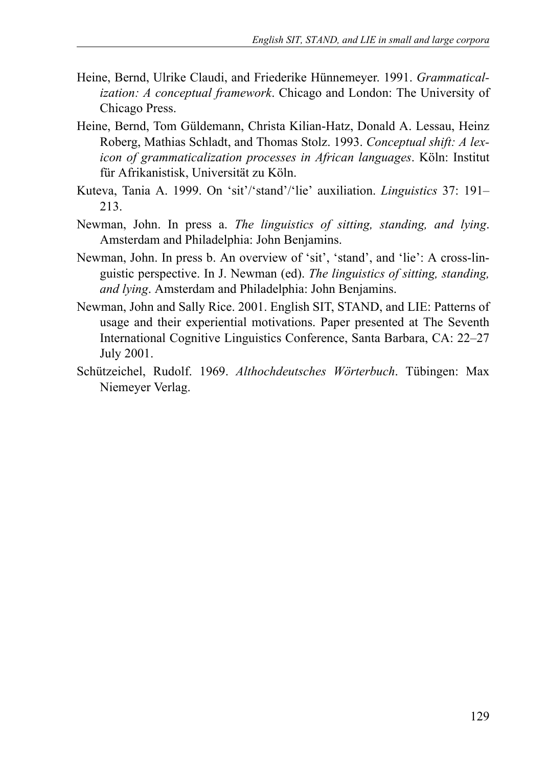Heine, Bernd, Ulrike Claudi, and Friederike Hünnemeyer. 1991. *Grammaticalization: A conceptual framework*. Chicago and London: The University of Chicago Press.

Heine, Bernd, Tom Güldemann, Christa Kilian-Hatz, Donald A. Lessau, Heinz Roberg, Mathias Schladt, and Thomas Stolz. 1993. *Conceptual shift: A lexicon of grammaticalization processes in African languages*. Köln: Institut für Afrikanistisk, Universität zu Köln.

Kuteva, Tania A. 1999. On 'sit'/'stand'/'lie' auxiliation. *Linguistics* 37: 191–213.

Newman, John. In press a. *The linguistics of sitting, standing, and lying*. Amsterdam and Philadelphia: John Benjamins.

Newman, John. In press b. An overview of 'sit', 'stand', and 'lie': A cross-linguistic perspective. In J. Newman (ed). *The linguistics of sitting, standing, and lying*. Amsterdam and Philadelphia: John Benjamins.

Newman, John and Sally Rice. 2001. English SIT, STAND, and LIE: Patterns of usage and their experiential motivations. Paper presented at The Seventh International Cognitive Linguistics Conference, Santa Barbara, CA: 22–27 July 2001.

Schützeichel, Rudolf. 1969. *Althochdeutsches Wörterbuch*. Tübingen: Max Niemeyer Verlag.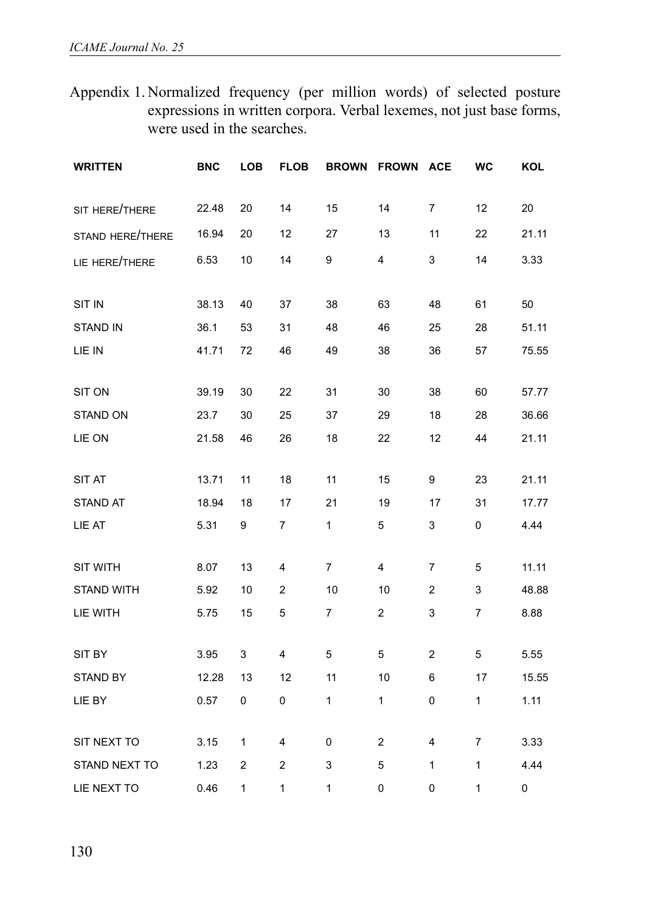Appendix 1. Normalized frequency (per million words) of selected posture expressions in written corpora. Verbal lexemes, not just base forms, were used in the searches.

| WRITTEN | BNC | LOB | FLOB | BROWN | FROWN | ACE | WC | KOL |
|---|---|---|---|---|---|---|---|---|
| SIT HERE/THERE | 22.48 | 20 | 14 | 15 | 14 | 7 | 12 | 20 |
| STAND HERE/THERE | 16.94 | 20 | 12 | 27 | 13 | 11 | 22 | 21.11 |
| LIE HERE/THERE | 6.53 | 10 | 14 | 9 | 4 | 3 | 14 | 3.33 |
| SIT IN | 38.13 | 40 | 37 | 38 | 63 | 48 | 61 | 50 |
| STAND IN | 36.1 | 53 | 31 | 48 | 46 | 25 | 28 | 51.11 |
| LIE IN | 41.71 | 72 | 46 | 49 | 38 | 36 | 57 | 75.55 |
| SIT ON | 39.19 | 30 | 22 | 31 | 30 | 38 | 60 | 57.77 |
| STAND ON | 23.7 | 30 | 25 | 37 | 29 | 18 | 28 | 36.66 |
| LIE ON | 21.58 | 46 | 26 | 18 | 22 | 12 | 44 | 21.11 |
| SIT AT | 13.71 | 11 | 18 | 11 | 15 | 9 | 23 | 21.11 |
| STAND AT | 18.94 | 18 | 17 | 21 | 19 | 17 | 31 | 17.77 |
| LIE AT | 5.31 | 9 | 7 | 1 | 5 | 3 | 0 | 4.44 |
| SIT WITH | 8.07 | 13 | 4 | 7 | 4 | 7 | 5 | 11.11 |
| STAND WITH | 5.92 | 10 | 2 | 10 | 10 | 2 | 3 | 48.88 |
| LIE WITH | 5.75 | 15 | 5 | 7 | 2 | 3 | 7 | 8.88 |
| SIT BY | 3.95 | 3 | 4 | 5 | 5 | 2 | 5 | 5.55 |
| STAND BY | 12.28 | 13 | 12 | 11 | 10 | 6 | 17 | 15.55 |
| LIE BY | 0.57 | 0 | 0 | 1 | 1 | 0 | 1 | 1.11 |
| SIT NEXT TO | 3.15 | 1 | 4 | 0 | 2 | 4 | 7 | 3.33 |
| STAND NEXT TO | 1.23 | 2 | 2 | 3 | 5 | 1 | 1 | 4.44 |
| LIE NEXT TO | 0.46 | 1 | 1 | 1 | 0 | 0 | 1 | 0 |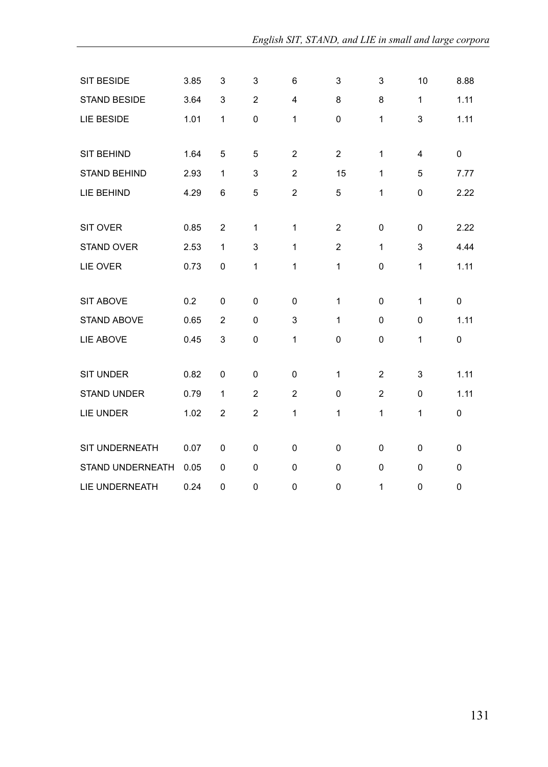| | | | | | | | | |
|---|---|---|---|---|---|---|---|---|
| SIT BESIDE | 3.85 | 3 | 3 | 6 | 3 | 3 | 10 | 8.88 |
| STAND BESIDE | 3.64 | 3 | 2 | 4 | 8 | 8 | 1 | 1.11 |
| LIE BESIDE | 1.01 | 1 | 0 | 1 | 0 | 1 | 3 | 1.11 |
| | | | | | | | | |
| SIT BEHIND | 1.64 | 5 | 5 | 2 | 2 | 1 | 4 | 0 |
| STAND BEHIND | 2.93 | 1 | 3 | 2 | 15 | 1 | 5 | 7.77 |
| LIE BEHIND | 4.29 | 6 | 5 | 2 | 5 | 1 | 0 | 2.22 |
| | | | | | | | | |
| SIT OVER | 0.85 | 2 | 1 | 1 | 2 | 0 | 0 | 2.22 |
| STAND OVER | 2.53 | 1 | 3 | 1 | 2 | 1 | 3 | 4.44 |
| LIE OVER | 0.73 | 0 | 1 | 1 | 1 | 0 | 1 | 1.11 |
| | | | | | | | | |
| SIT ABOVE | 0.2 | 0 | 0 | 0 | 1 | 0 | 1 | 0 |
| STAND ABOVE | 0.65 | 2 | 0 | 3 | 1 | 0 | 0 | 1.11 |
| LIE ABOVE | 0.45 | 3 | 0 | 1 | 0 | 0 | 1 | 0 |
| | | | | | | | | |
| SIT UNDER | 0.82 | 0 | 0 | 0 | 1 | 2 | 3 | 1.11 |
| STAND UNDER | 0.79 | 1 | 2 | 2 | 0 | 2 | 0 | 1.11 |
| LIE UNDER | 1.02 | 2 | 2 | 1 | 1 | 1 | 1 | 0 |
| | | | | | | | | |
| SIT UNDERNEATH | 0.07 | 0 | 0 | 0 | 0 | 0 | 0 | 0 |
| STAND UNDERNEATH | 0.05 | 0 | 0 | 0 | 0 | 0 | 0 | 0 |
| LIE UNDERNEATH | 0.24 | 0 | 0 | 0 | 0 | 1 | 0 | 0 |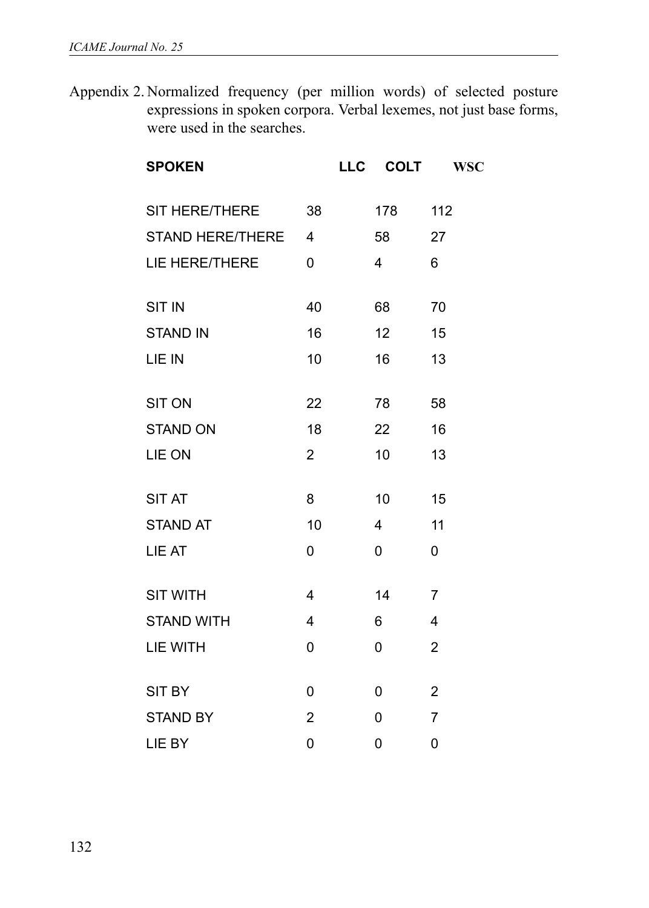Appendix 2. Normalized frequency (per million words) of selected posture expressions in spoken corpora. Verbal lexemes, not just base forms, were used in the searches.

| **SPOKEN** | **LLC** | **COLT** | **WSC** |
|---|---|---|---|
| SIT HERE/THERE | 38 | 178 | 112 |
| STAND HERE/THERE | 4 | 58 | 27 |
| LIE HERE/THERE | 0 | 4 | 6 |
| SIT IN | 40 | 68 | 70 |
| STAND IN | 16 | 12 | 15 |
| LIE IN | 10 | 16 | 13 |
| SIT ON | 22 | 78 | 58 |
| STAND ON | 18 | 22 | 16 |
| LIE ON | 2 | 10 | 13 |
| SIT AT | 8 | 10 | 15 |
| STAND AT | 10 | 4 | 11 |
| LIE AT | 0 | 0 | 0 |
| SIT WITH | 4 | 14 | 7 |
| STAND WITH | 4 | 6 | 4 |
| LIE WITH | 0 | 0 | 2 |
| SIT BY | 0 | 0 | 2 |
| STAND BY | 2 | 0 | 7 |
| LIE BY | 0 | 0 | 0 |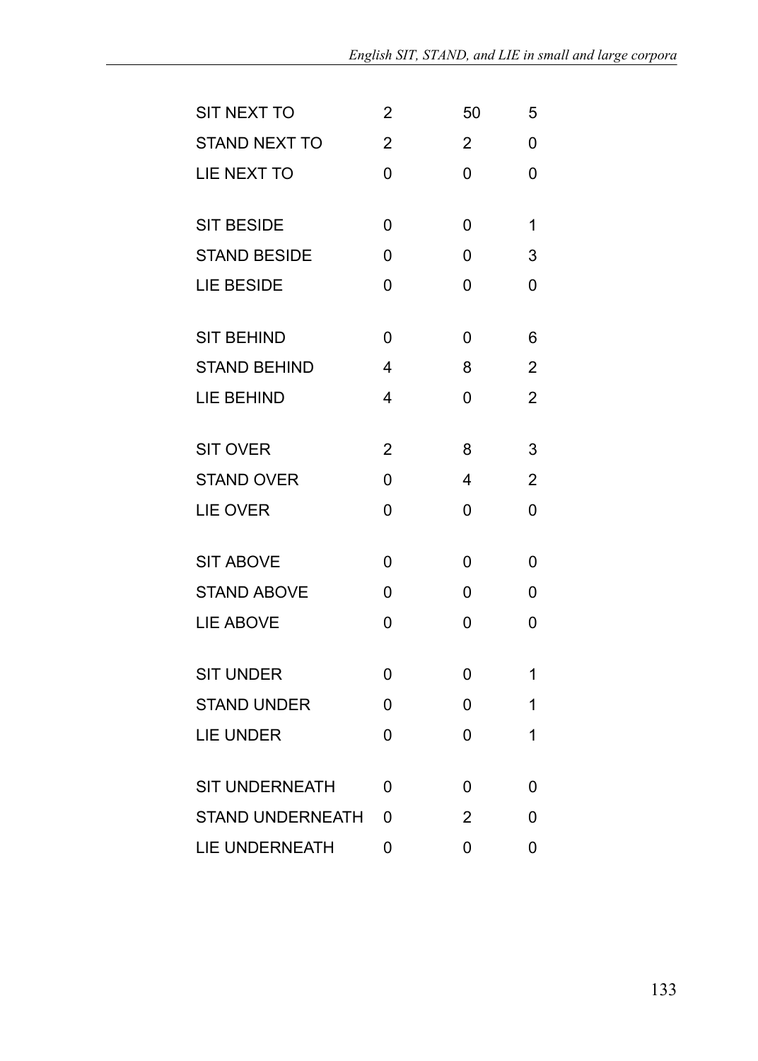| | | | |
|---|---|---|---|
| SIT NEXT TO | 2 | 50 | 5 |
| STAND NEXT TO | 2 | 2 | 0 |
| LIE NEXT TO | 0 | 0 | 0 |
| | | | |
| SIT BESIDE | 0 | 0 | 1 |
| STAND BESIDE | 0 | 0 | 3 |
| LIE BESIDE | 0 | 0 | 0 |
| | | | |
| SIT BEHIND | 0 | 0 | 6 |
| STAND BEHIND | 4 | 8 | 2 |
| LIE BEHIND | 4 | 0 | 2 |
| | | | |
| SIT OVER | 2 | 8 | 3 |
| STAND OVER | 0 | 4 | 2 |
| LIE OVER | 0 | 0 | 0 |
| | | | |
| SIT ABOVE | 0 | 0 | 0 |
| STAND ABOVE | 0 | 0 | 0 |
| LIE ABOVE | 0 | 0 | 0 |
| | | | |
| SIT UNDER | 0 | 0 | 1 |
| STAND UNDER | 0 | 0 | 1 |
| LIE UNDER | 0 | 0 | 1 |
| | | | |
| SIT UNDERNEATH | 0 | 0 | 0 |
| STAND UNDERNEATH | 0 | 2 | 0 |
| LIE UNDERNEATH | 0 | 0 | 0 |